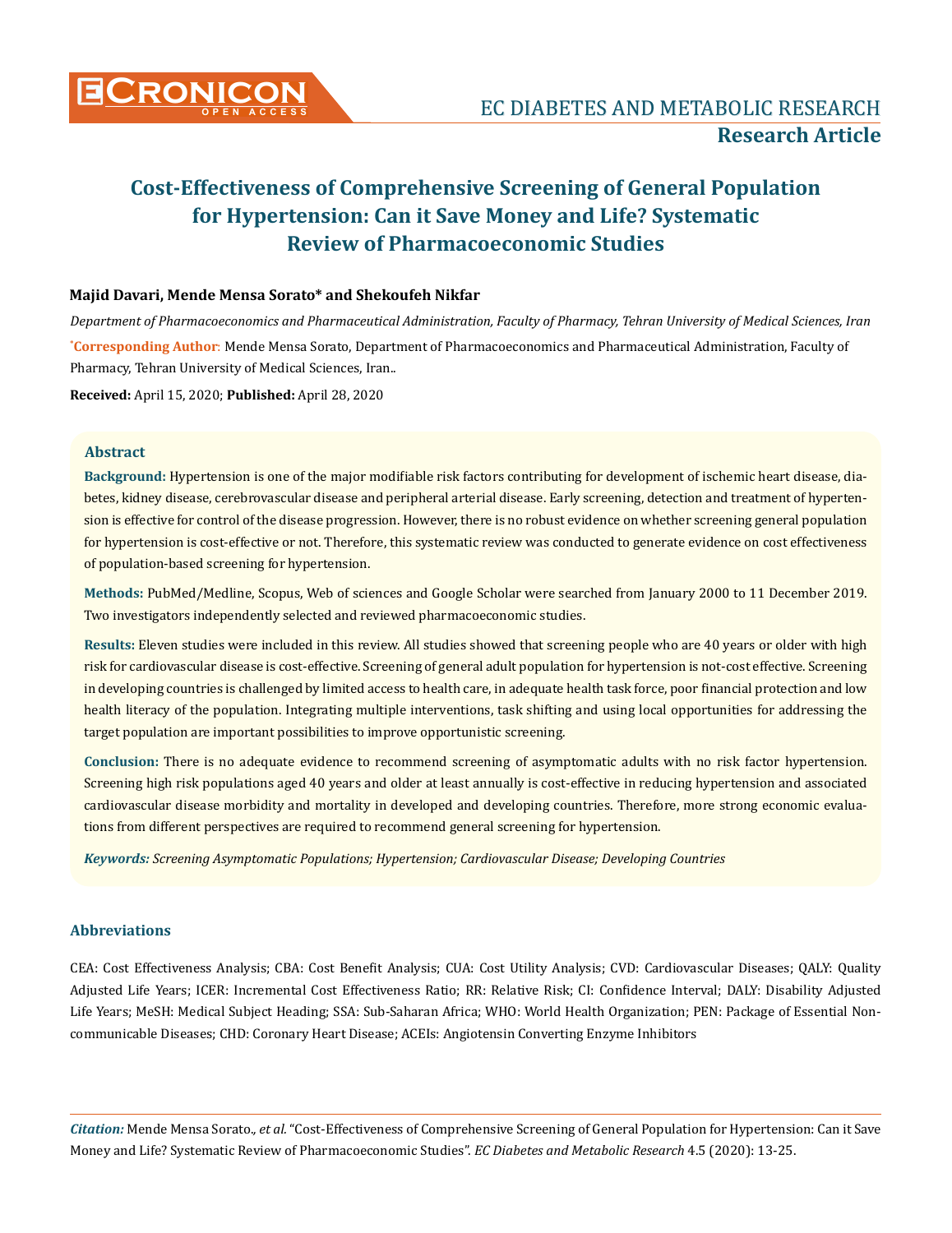# Cost-Effectiveness of Comprehensive Screening of General Population for Hypertension: Can it Save Money and Life? Systematic Review of Pharmacoeconomic Studies

**Majid Davari, Mende Mensa Sorato\* and Shekoufeh Nikfar**

*Department of Pharmacoeconomics and Pharmaceutical Administration, Faculty of Pharmacy, Tehran University of Medical Sciences, Iran*

**\*Corresponding Author**: Mende Mensa Sorato, Department of Pharmacoeconomics and Pharmaceutical Administration, Faculty of Pharmacy, Tehran University of Medical Sciences, Iran..

**Received:** April 15, 2020; **Published:** April 28, 2020

## Abstract

**Background:** Hypertension is one of the major modifiable risk factors contributing for development of ischemic heart disease, diabetes, kidney disease, cerebrovascular disease and peripheral arterial disease. Early screening, detection and treatment of hypertension is effective for control of the disease progression. However, there is no robust evidence on whether screening general population for hypertension is cost-effective or not. Therefore, this systematic review was conducted to generate evidence on cost effectiveness of population-based screening for hypertension.

**Methods:** PubMed/Medline, Scopus, Web of sciences and Google Scholar were searched from January 2000 to 11 December 2019. Two investigators independently selected and reviewed pharmacoeconomic studies.

**Results:** Eleven studies were included in this review. All studies showed that screening people who are 40 years or older with high risk for cardiovascular disease is cost-effective. Screening of general adult population for hypertension is not-cost effective. Screening in developing countries is challenged by limited access to health care, in adequate health task force, poor financial protection and low health literacy of the population. Integrating multiple interventions, task shifting and using local opportunities for addressing the target population are important possibilities to improve opportunistic screening.

**Conclusion:** There is no adequate evidence to recommend screening of asymptomatic adults with no risk factor hypertension. Screening high risk populations aged 40 years and older at least annually is cost-effective in reducing hypertension and associated cardiovascular disease morbidity and mortality in developed and developing countries. Therefore, more strong economic evaluations from different perspectives are required to recommend general screening for hypertension.

***Keywords:*** *Screening Asymptomatic Populations; Hypertension; Cardiovascular Disease; Developing Countries*

## Abbreviations

CEA: Cost Effectiveness Analysis; CBA: Cost Benefit Analysis; CUA: Cost Utility Analysis; CVD: Cardiovascular Diseases; QALY: Quality Adjusted Life Years; ICER: Incremental Cost Effectiveness Ratio; RR: Relative Risk; CI: Confidence Interval; DALY: Disability Adjusted Life Years; MeSH: Medical Subject Heading; SSA: Sub-Saharan Africa; WHO: World Health Organization; PEN: Package of Essential Non-communicable Diseases; CHD: Coronary Heart Disease; ACEIs: Angiotensin Converting Enzyme Inhibitors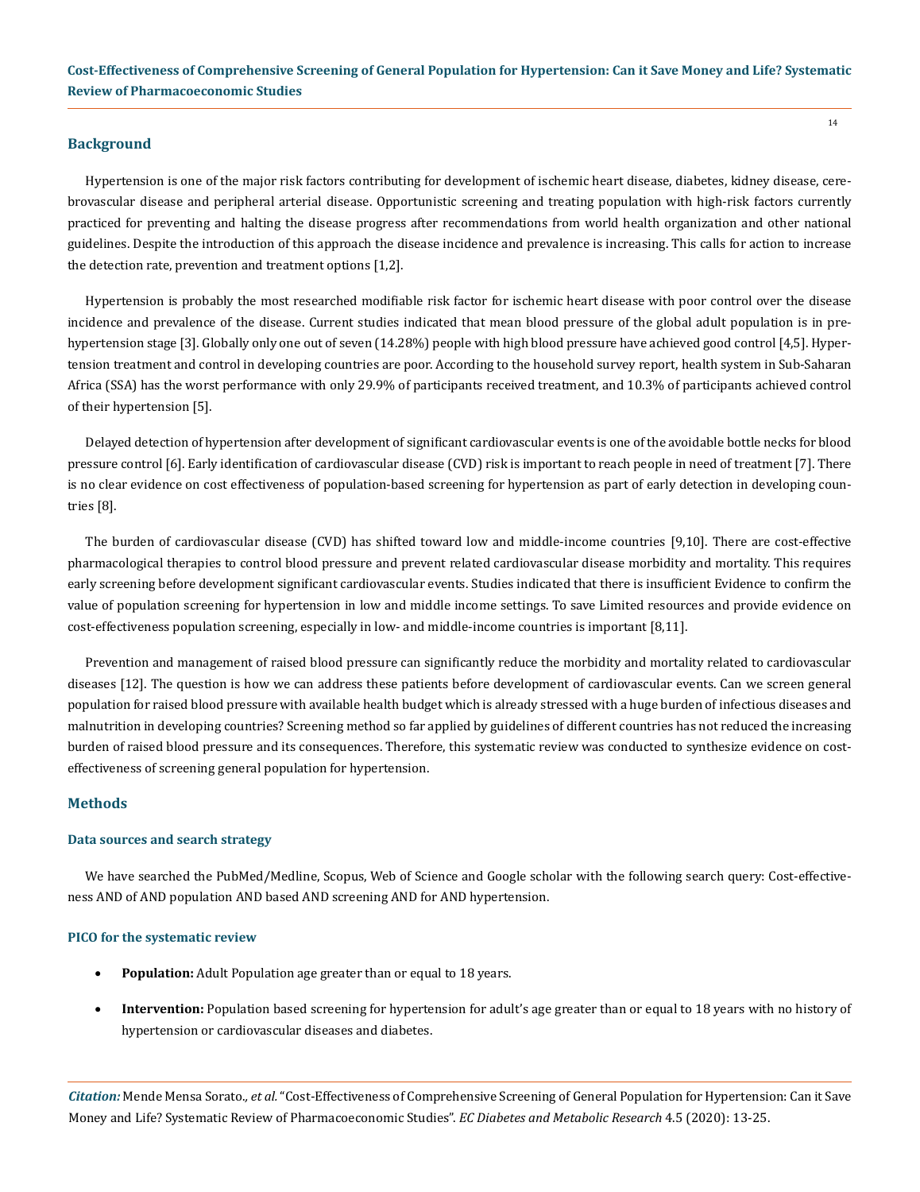## Background

Hypertension is one of the major risk factors contributing for development of ischemic heart disease, diabetes, kidney disease, cerebrovascular disease and peripheral arterial disease. Opportunistic screening and treating population with high-risk factors currently practiced for preventing and halting the disease progress after recommendations from world health organization and other national guidelines. Despite the introduction of this approach the disease incidence and prevalence is increasing. This calls for action to increase the detection rate, prevention and treatment options [1,2].

Hypertension is probably the most researched modifiable risk factor for ischemic heart disease with poor control over the disease incidence and prevalence of the disease. Current studies indicated that mean blood pressure of the global adult population is in pre-hypertension stage [3]. Globally only one out of seven (14.28%) people with high blood pressure have achieved good control [4,5]. Hypertension treatment and control in developing countries are poor. According to the household survey report, health system in Sub-Saharan Africa (SSA) has the worst performance with only 29.9% of participants received treatment, and 10.3% of participants achieved control of their hypertension [5].

Delayed detection of hypertension after development of significant cardiovascular events is one of the avoidable bottle necks for blood pressure control [6]. Early identification of cardiovascular disease (CVD) risk is important to reach people in need of treatment [7]. There is no clear evidence on cost effectiveness of population-based screening for hypertension as part of early detection in developing countries [8].

The burden of cardiovascular disease (CVD) has shifted toward low and middle-income countries [9,10]. There are cost-effective pharmacological therapies to control blood pressure and prevent related cardiovascular disease morbidity and mortality. This requires early screening before development significant cardiovascular events. Studies indicated that there is insufficient Evidence to confirm the value of population screening for hypertension in low and middle income settings. To save Limited resources and provide evidence on cost-effectiveness population screening, especially in low- and middle-income countries is important [8,11].

Prevention and management of raised blood pressure can significantly reduce the morbidity and mortality related to cardiovascular diseases [12]. The question is how we can address these patients before development of cardiovascular events. Can we screen general population for raised blood pressure with available health budget which is already stressed with a huge burden of infectious diseases and malnutrition in developing countries? Screening method so far applied by guidelines of different countries has not reduced the increasing burden of raised blood pressure and its consequences. Therefore, this systematic review was conducted to synthesize evidence on cost-effectiveness of screening general population for hypertension.

## Methods

### Data sources and search strategy

We have searched the PubMed/Medline, Scopus, Web of Science and Google scholar with the following search query: Cost-effectiveness AND of AND population AND based AND screening AND for AND hypertension.

### PICO for the systematic review

- **Population:** Adult Population age greater than or equal to 18 years.
- **Intervention:** Population based screening for hypertension for adult's age greater than or equal to 18 years with no history of hypertension or cardiovascular diseases and diabetes.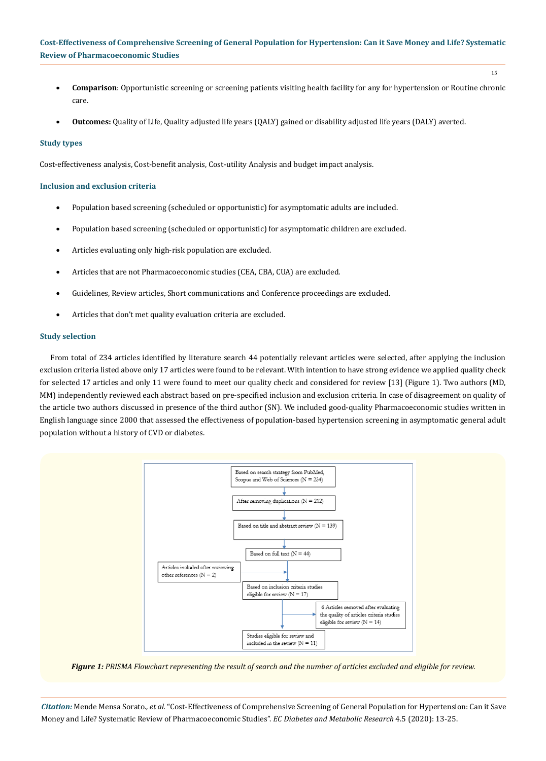- **Comparison**: Opportunistic screening or screening patients visiting health facility for any for hypertension or Routine chronic care.
- **Outcomes:** Quality of Life, Quality adjusted life years (QALY) gained or disability adjusted life years (DALY) averted.

### Study types

Cost-effectiveness analysis, Cost-benefit analysis, Cost-utility Analysis and budget impact analysis.

### Inclusion and exclusion criteria

- Population based screening (scheduled or opportunistic) for asymptomatic adults are included.
- Population based screening (scheduled or opportunistic) for asymptomatic children are excluded.
- Articles evaluating only high-risk population are excluded.
- Articles that are not Pharmacoeconomic studies (CEA, CBA, CUA) are excluded.
- Guidelines, Review articles, Short communications and Conference proceedings are excluded.
- Articles that don't met quality evaluation criteria are excluded.

### Study selection

From total of 234 articles identified by literature search 44 potentially relevant articles were selected, after applying the inclusion exclusion criteria listed above only 17 articles were found to be relevant. With intention to have strong evidence we applied quality check for selected 17 articles and only 11 were found to meet our quality check and considered for review [13] (Figure 1). Two authors (MD, MM) independently reviewed each abstract based on pre-specified inclusion and exclusion criteria. In case of disagreement on quality of the article two authors discussed in presence of the third author (SN). We included good-quality Pharmacoeconomic studies written in English language since 2000 that assessed the effectiveness of population-based hypertension screening in asymptomatic general adult population without a history of CVD or diabetes.

Based on search strategy from PubMed, Scopus and Web of Sciences (N = 234)

After removing duplications (N = 212)

Based on title and abstract review (N = 139)

Based on full text (N = 44)

Articles included after reviewing other references (N = 2)

Based on inclusion criteria studies eligible for review (N = 17)

6 Articles removed after evaluating the quality of articles criteria studies eligible for review (N = 14)

Studies eligible for review and included in the review (N = 11)

***Figure 1:*** *PRISMA Flowchart representing the result of search and the number of articles excluded and eligible for review.*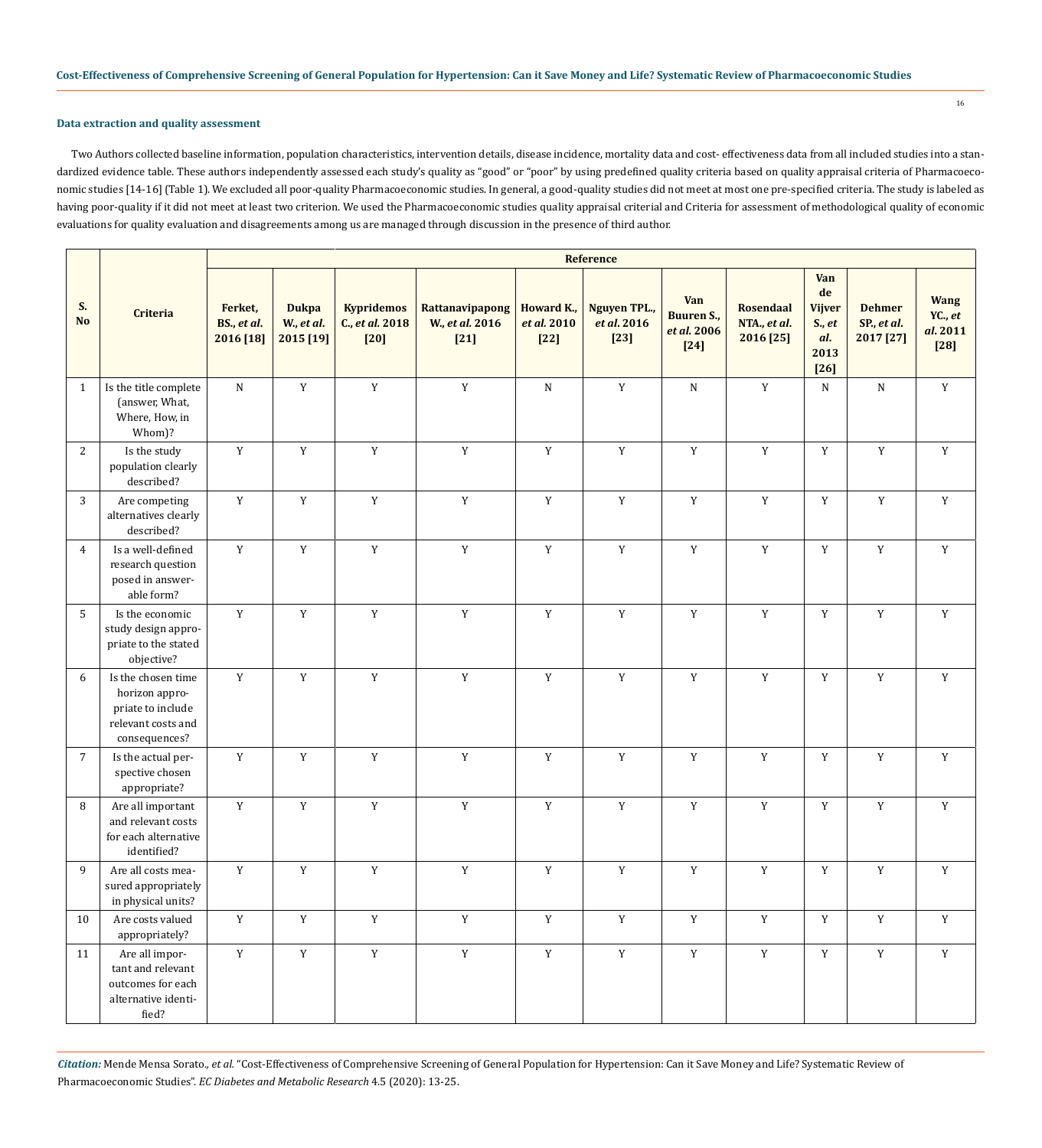### Data extraction and quality assessment

Two Authors collected baseline information, population characteristics, intervention details, disease incidence, mortality data and cost- effectiveness data from all included studies into a standardized evidence table. These authors independently assessed each study's quality as "good" or "poor" by using predefined quality criteria based on quality appraisal criteria of Pharmacoeconomic studies [14-16] (Table 1). We excluded all poor-quality Pharmacoeconomic studies. In general, a good-quality studies did not meet at most one pre-specified criteria. The study is labeled as having poor-quality if it did not meet at least two criterion. We used the Pharmacoeconomic studies quality appraisal criterial and Criteria for assessment of methodological quality of economic evaluations for quality evaluation and disagreements among us are managed through discussion in the presence of third author.

| S. No | Criteria | Reference | | | | | | | | | | |
|---|---|---|---|---|---|---|---|---|---|---|---|---|
| | | Ferket, BS., *et al.* 2016 [18] | Dukpa W., *et al.* 2015 [19] | Kypridemos C., *et al.* 2018 [20] | Rattanavipapong W., *et al.* 2016 [21] | Howard K., *et al.* 2010 [22] | Nguyen TPL., *et al.* 2016 [23] | Van Buuren S., *et al.* 2006 [24] | Rosendaal NTA., *et al.* 2016 [25] | Van de Vijver S., *et al.* 2013 [26] | Dehmer SP., *et al.* 2017 [27] | Wang YC., *et al.* 2011 [28] |
| 1 | Is the title complete (answer, What, Where, How, in Whom)? | N | Y | Y | Y | N | Y | N | Y | N | N | Y |
| 2 | Is the study population clearly described? | Y | Y | Y | Y | Y | Y | Y | Y | Y | Y | Y |
| 3 | Are competing alternatives clearly described? | Y | Y | Y | Y | Y | Y | Y | Y | Y | Y | Y |
| 4 | Is a well-defined research question posed in answerable form? | Y | Y | Y | Y | Y | Y | Y | Y | Y | Y | Y |
| 5 | Is the economic study design appropriate to the stated objective? | Y | Y | Y | Y | Y | Y | Y | Y | Y | Y | Y |
| 6 | Is the chosen time horizon appropriate to include relevant costs and consequences? | Y | Y | Y | Y | Y | Y | Y | Y | Y | Y | Y |
| 7 | Is the actual perspective chosen appropriate? | Y | Y | Y | Y | Y | Y | Y | Y | Y | Y | Y |
| 8 | Are all important and relevant costs for each alternative identified? | Y | Y | Y | Y | Y | Y | Y | Y | Y | Y | Y |
| 9 | Are all costs measured appropriately in physical units? | Y | Y | Y | Y | Y | Y | Y | Y | Y | Y | Y |
| 10 | Are costs valued appropriately? | Y | Y | Y | Y | Y | Y | Y | Y | Y | Y | Y |
| 11 | Are all important and relevant outcomes for each alternative identified? | Y | Y | Y | Y | Y | Y | Y | Y | Y | Y | Y |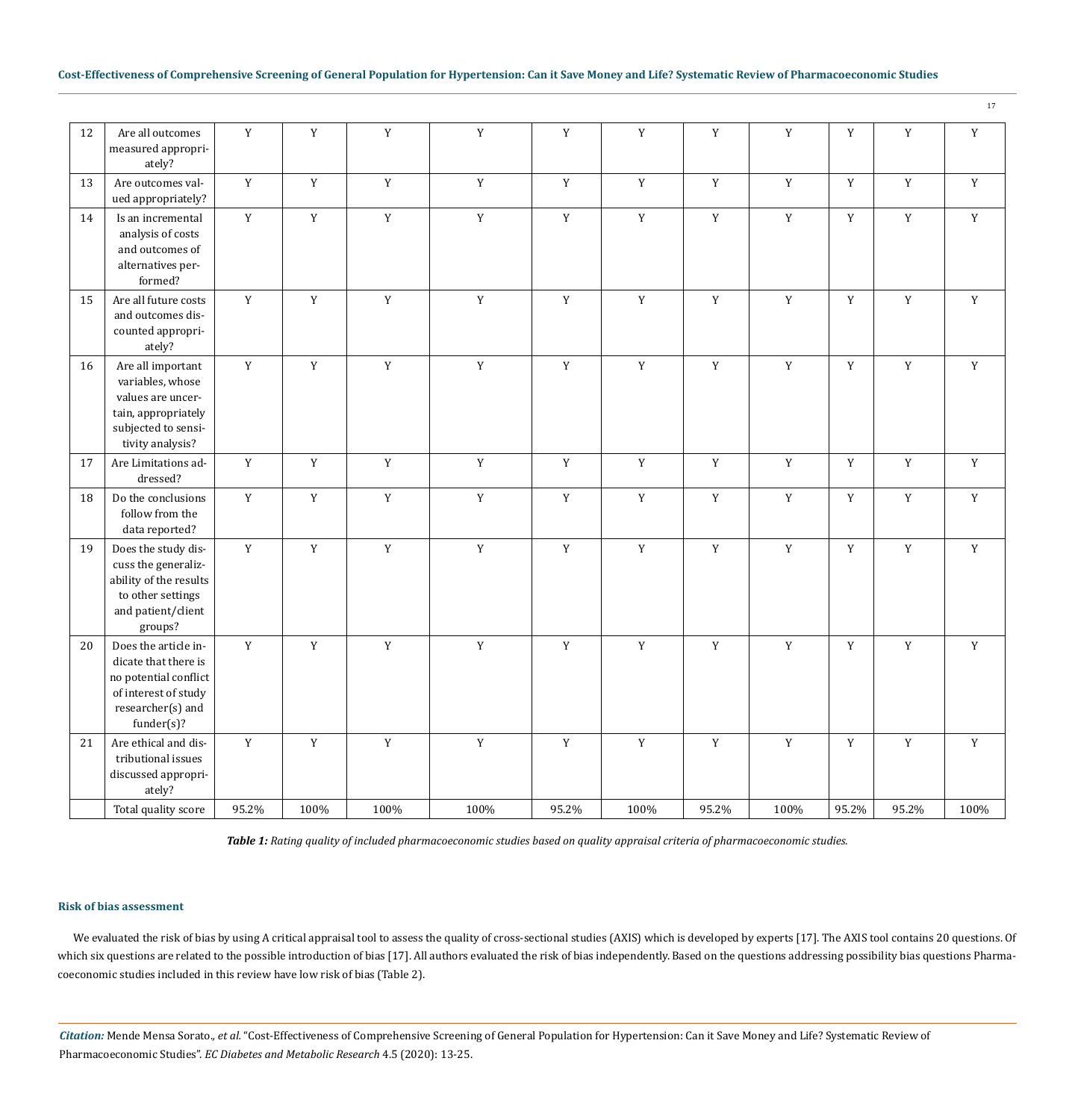| 12 | Are all outcomes measured appropriately? | Y | Y | Y | Y | Y | Y | Y | Y | Y | Y | Y |
|---|---|---|---|---|---|---|---|---|---|---|---|---|
| 13 | Are outcomes valued appropriately? | Y | Y | Y | Y | Y | Y | Y | Y | Y | Y | Y |
| 14 | Is an incremental analysis of costs and outcomes of alternatives performed? | Y | Y | Y | Y | Y | Y | Y | Y | Y | Y | Y |
| 15 | Are all future costs and outcomes discounted appropriately? | Y | Y | Y | Y | Y | Y | Y | Y | Y | Y | Y |
| 16 | Are all important variables, whose values are uncertain, appropriately subjected to sensitivity analysis? | Y | Y | Y | Y | Y | Y | Y | Y | Y | Y | Y |
| 17 | Are Limitations addressed? | Y | Y | Y | Y | Y | Y | Y | Y | Y | Y | Y |
| 18 | Do the conclusions follow from the data reported? | Y | Y | Y | Y | Y | Y | Y | Y | Y | Y | Y |
| 19 | Does the study discuss the generalizability of the results to other settings and patient/client groups? | Y | Y | Y | Y | Y | Y | Y | Y | Y | Y | Y |
| 20 | Does the article indicate that there is no potential conflict of interest of study researcher(s) and funder(s)? | Y | Y | Y | Y | Y | Y | Y | Y | Y | Y | Y |
| 21 | Are ethical and distributional issues discussed appropriately? | Y | Y | Y | Y | Y | Y | Y | Y | Y | Y | Y |
| | Total quality score | 95.2% | 100% | 100% | 100% | 95.2% | 100% | 95.2% | 100% | 95.2% | 95.2% | 100% |

***Table 1:*** *Rating quality of included pharmacoeconomic studies based on quality appraisal criteria of pharmacoeconomic studies.*

### Risk of bias assessment

We evaluated the risk of bias by using A critical appraisal tool to assess the quality of cross-sectional studies (AXIS) which is developed by experts [17]. The AXIS tool contains 20 questions. Of which six questions are related to the possible introduction of bias [17]. All authors evaluated the risk of bias independently. Based on the questions addressing possibility bias questions Pharmacoeconomic studies included in this review have low risk of bias (Table 2).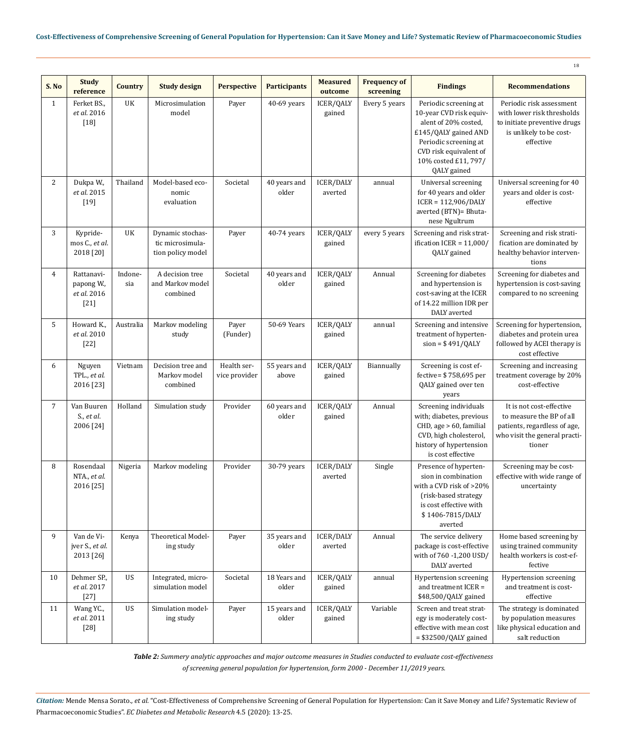| S. No | Study reference | Country | Study design | Perspective | Participants | Measured outcome | Frequency of screening | Findings | Recommendations |
|---|---|---|---|---|---|---|---|---|---|
| 1 | Ferket BS., *et al.* 2016 [18] | UK | Microsimulation model | Payer | 40-69 years | ICER/QALY gained | Every 5 years | Periodic screening at 10-year CVD risk equivalent of 20% costed, £145/QALY gained AND Periodic screening at CVD risk equivalent of 10% costed £11, 797/ QALY gained | Periodic risk assessment with lower risk thresholds to initiate preventive drugs is unlikely to be cost-effective |
| 2 | Dukpa W., *et al.* 2015 [19] | Thailand | Model-based economic evaluation | Societal | 40 years and older | ICER/DALY averted | annual | Universal screening for 40 years and older ICER = 112,906/DALY averted (BTN)= Bhutanese Ngultrum | Universal screening for 40 years and older is cost-effective |
| 3 | Kypridemos C., *et al.* 2018 [20] | UK | Dynamic stochastic microsimulation policy model | Payer | 40-74 years | ICER/QALY gained | every 5 years | Screening and risk stratification ICER = 11,000/ QALY gained | Screening and risk stratification are dominated by healthy behavior interventions |
| 4 | Rattanavipapong W., *et al.* 2016 [21] | Indonesia | A decision tree and Markov model combined | Societal | 40 years and older | ICER/QALY gained | Annual | Screening for diabetes and hypertension is cost-saving at the ICER of 14.22 million IDR per DALY averted | Screening for diabetes and hypertension is cost-saving compared to no screening |
| 5 | Howard K., *et al.* 2010 [22] | Australia | Markov modeling study | Payer (Funder) | 50-69 Years | ICER/QALY gained | annual | Screening and intensive treatment of hypertension = $ 491/QALY | Screening for hypertension, diabetes and protein urea followed by ACEI therapy is cost effective |
| 6 | Nguyen TPL., *et al.* 2016 [23] | Vietnam | Decision tree and Markov model combined | Health service provider | 55 years and above | ICER/QALY gained | Biannually | Screening is cost effective= $ 758,695 per QALY gained over ten years | Screening and increasing treatment coverage by 20% cost-effective |
| 7 | Van Buuren S., *et al.* 2006 [24] | Holland | Simulation study | Provider | 60 years and older | ICER/QALY gained | Annual | Screening individuals with; diabetes, previous CHD, age > 60, familial CVD, high cholesterol, history of hypertension is cost effective | It is not cost-effective to measure the BP of all patients, regardless of age, who visit the general practitioner |
| 8 | Rosendaal NTA., *et al.* 2016 [25] | Nigeria | Markov modeling | Provider | 30-79 years | ICER/DALY averted | Single | Presence of hypertension in combination with a CVD risk of >20% (risk-based strategy is cost effective with $ 1406-7815/DALY averted | Screening may be cost-effective with wide range of uncertainty |
| 9 | Van de Vijver S., *et al.* 2013 [26] | Kenya | Theoretical Modeling study | Payer | 35 years and older | ICER/DALY averted | Annual | The service delivery package is cost-effective with of 760 -1,200 USD/ DALY averted | Home based screening by using trained community health workers is cost-effective |
| 10 | Dehmer SP., *et al.* 2017 [27] | US | Integrated, microsimulation model | Societal | 18 Years and older | ICER/QALY gained | annual | Hypertension screening and treatment ICER = $48,500/QALY gained | Hypertension screening and treatment is cost-effective |
| 11 | Wang YC., *et al.* 2011 [28] | US | Simulation modeling study | Payer | 15 years and older | ICER/QALY gained | Variable | Screen and treat strategy is moderately cost-effective with mean cost = $32500/QALY gained | The strategy is dominated by population measures like physical education and salt reduction |

***Table 2:*** *Summery analytic approaches and major outcome measures in Studies conducted to evaluate cost-effectiveness of screening general population for hypertension, form 2000 - December 11/2019 years.*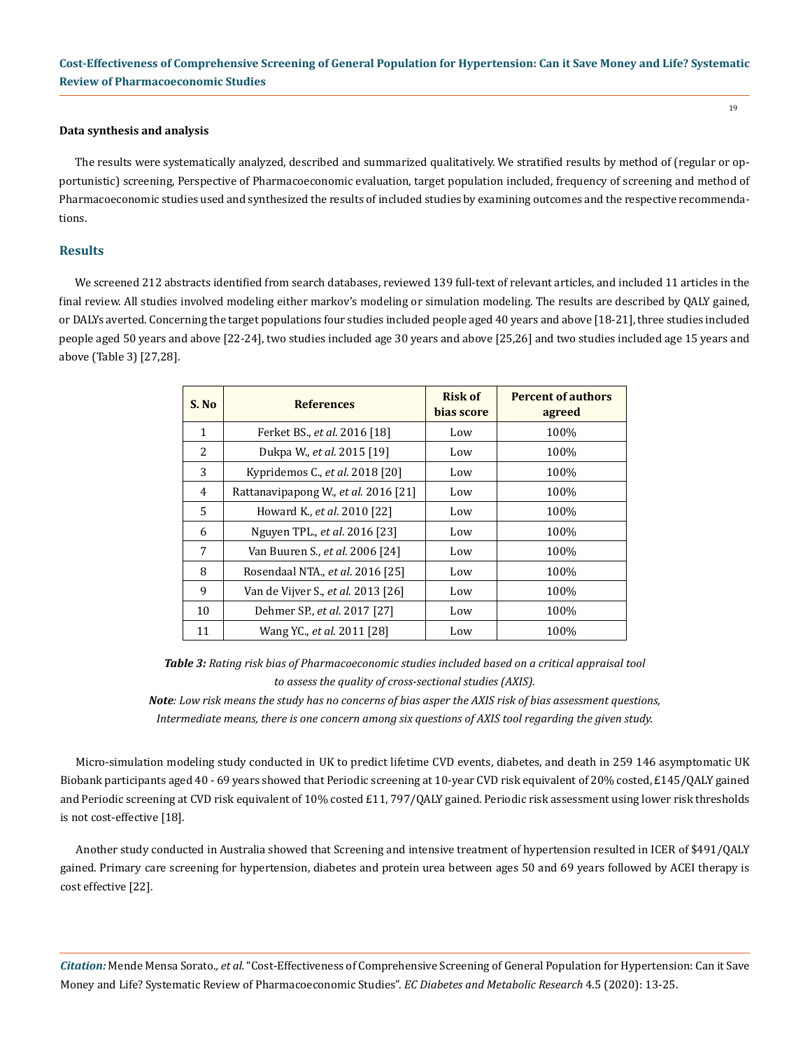#### Data synthesis and analysis

The results were systematically analyzed, described and summarized qualitatively. We stratified results by method of (regular or opportunistic) screening, Perspective of Pharmacoeconomic evaluation, target population included, frequency of screening and method of Pharmacoeconomic studies used and synthesized the results of included studies by examining outcomes and the respective recommendations.

## Results

We screened 212 abstracts identified from search databases, reviewed 139 full-text of relevant articles, and included 11 articles in the final review. All studies involved modeling either markov's modeling or simulation modeling. The results are described by QALY gained, or DALYs averted. Concerning the target populations four studies included people aged 40 years and above [18-21], three studies included people aged 50 years and above [22-24], two studies included age 30 years and above [25,26] and two studies included age 15 years and above (Table 3) [27,28].

| S. No | References | Risk of bias score | Percent of authors agreed |
|---|---|---|---|
| 1 | Ferket BS., *et al*. 2016 [18] | Low | 100% |
| 2 | Dukpa W., *et al*. 2015 [19] | Low | 100% |
| 3 | Kypridemos C., *et al*. 2018 [20] | Low | 100% |
| 4 | Rattanavipapong W., *et al*. 2016 [21] | Low | 100% |
| 5 | Howard K., *et al*. 2010 [22] | Low | 100% |
| 6 | Nguyen TPL., *et al*. 2016 [23] | Low | 100% |
| 7 | Van Buuren S., *et al*. 2006 [24] | Low | 100% |
| 8 | Rosendaal NTA., *et al*. 2016 [25] | Low | 100% |
| 9 | Van de Vijver S., *et al*. 2013 [26] | Low | 100% |
| 10 | Dehmer SP., *et al*. 2017 [27] | Low | 100% |
| 11 | Wang YC., *et al*. 2011 [28] | Low | 100% |

***Table 3:*** *Rating risk bias of Pharmacoeconomic studies included based on a critical appraisal tool to assess the quality of cross-sectional studies (AXIS).*

***Note****: Low risk means the study has no concerns of bias asper the AXIS risk of bias assessment questions, Intermediate means, there is one concern among six questions of AXIS tool regarding the given study.*

Micro-simulation modeling study conducted in UK to predict lifetime CVD events, diabetes, and death in 259 146 asymptomatic UK Biobank participants aged 40 - 69 years showed that Periodic screening at 10-year CVD risk equivalent of 20% costed, £145/QALY gained and Periodic screening at CVD risk equivalent of 10% costed £11, 797/QALY gained. Periodic risk assessment using lower risk thresholds is not cost-effective [18].

Another study conducted in Australia showed that Screening and intensive treatment of hypertension resulted in ICER of $491/QALY gained. Primary care screening for hypertension, diabetes and protein urea between ages 50 and 69 years followed by ACEI therapy is cost effective [22].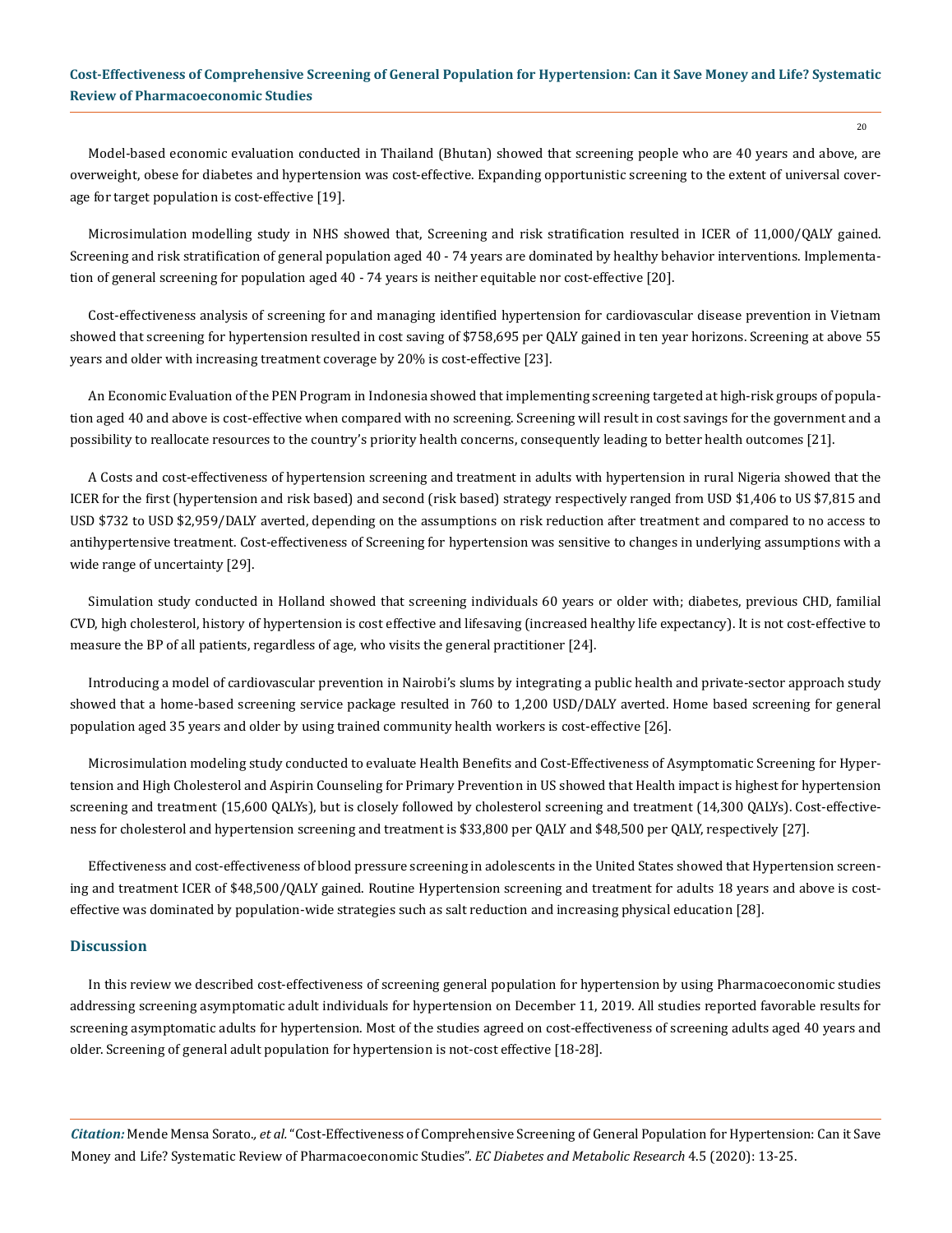Model-based economic evaluation conducted in Thailand (Bhutan) showed that screening people who are 40 years and above, are overweight, obese for diabetes and hypertension was cost-effective. Expanding opportunistic screening to the extent of universal coverage for target population is cost-effective [19].

Microsimulation modelling study in NHS showed that, Screening and risk stratification resulted in ICER of 11,000/QALY gained. Screening and risk stratification of general population aged 40 - 74 years are dominated by healthy behavior interventions. Implementation of general screening for population aged 40 - 74 years is neither equitable nor cost-effective [20].

Cost-effectiveness analysis of screening for and managing identified hypertension for cardiovascular disease prevention in Vietnam showed that screening for hypertension resulted in cost saving of $758,695 per QALY gained in ten year horizons. Screening at above 55 years and older with increasing treatment coverage by 20% is cost-effective [23].

An Economic Evaluation of the PEN Program in Indonesia showed that implementing screening targeted at high-risk groups of population aged 40 and above is cost-effective when compared with no screening. Screening will result in cost savings for the government and a possibility to reallocate resources to the country's priority health concerns, consequently leading to better health outcomes [21].

A Costs and cost-effectiveness of hypertension screening and treatment in adults with hypertension in rural Nigeria showed that the ICER for the first (hypertension and risk based) and second (risk based) strategy respectively ranged from USD $1,406 to US $7,815 and USD $732 to USD $2,959/DALY averted, depending on the assumptions on risk reduction after treatment and compared to no access to antihypertensive treatment. Cost-effectiveness of Screening for hypertension was sensitive to changes in underlying assumptions with a wide range of uncertainty [29].

Simulation study conducted in Holland showed that screening individuals 60 years or older with; diabetes, previous CHD, familial CVD, high cholesterol, history of hypertension is cost effective and lifesaving (increased healthy life expectancy). It is not cost-effective to measure the BP of all patients, regardless of age, who visits the general practitioner [24].

Introducing a model of cardiovascular prevention in Nairobi's slums by integrating a public health and private-sector approach study showed that a home-based screening service package resulted in 760 to 1,200 USD/DALY averted. Home based screening for general population aged 35 years and older by using trained community health workers is cost-effective [26].

Microsimulation modeling study conducted to evaluate Health Benefits and Cost-Effectiveness of Asymptomatic Screening for Hypertension and High Cholesterol and Aspirin Counseling for Primary Prevention in US showed that Health impact is highest for hypertension screening and treatment (15,600 QALYs), but is closely followed by cholesterol screening and treatment (14,300 QALYs). Cost-effectiveness for cholesterol and hypertension screening and treatment is $33,800 per QALY and $48,500 per QALY, respectively [27].

Effectiveness and cost-effectiveness of blood pressure screening in adolescents in the United States showed that Hypertension screening and treatment ICER of $48,500/QALY gained. Routine Hypertension screening and treatment for adults 18 years and above is cost-effective was dominated by population-wide strategies such as salt reduction and increasing physical education [28].

## Discussion

In this review we described cost-effectiveness of screening general population for hypertension by using Pharmacoeconomic studies addressing screening asymptomatic adult individuals for hypertension on December 11, 2019. All studies reported favorable results for screening asymptomatic adults for hypertension. Most of the studies agreed on cost-effectiveness of screening adults aged 40 years and older. Screening of general adult population for hypertension is not-cost effective [18-28].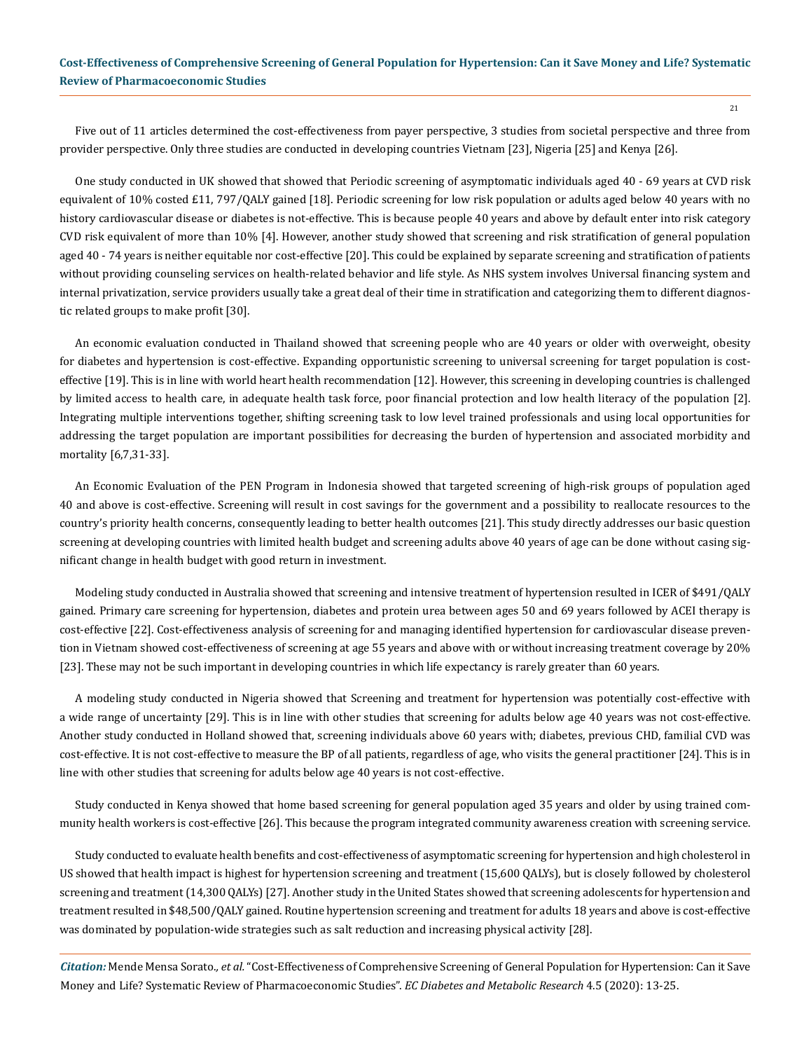Five out of 11 articles determined the cost-effectiveness from payer perspective, 3 studies from societal perspective and three from provider perspective. Only three studies are conducted in developing countries Vietnam [23], Nigeria [25] and Kenya [26].

One study conducted in UK showed that showed that Periodic screening of asymptomatic individuals aged 40 - 69 years at CVD risk equivalent of 10% costed £11, 797/QALY gained [18]. Periodic screening for low risk population or adults aged below 40 years with no history cardiovascular disease or diabetes is not-effective. This is because people 40 years and above by default enter into risk category CVD risk equivalent of more than 10% [4]. However, another study showed that screening and risk stratification of general population aged 40 - 74 years is neither equitable nor cost-effective [20]. This could be explained by separate screening and stratification of patients without providing counseling services on health-related behavior and life style. As NHS system involves Universal financing system and internal privatization, service providers usually take a great deal of their time in stratification and categorizing them to different diagnostic related groups to make profit [30].

An economic evaluation conducted in Thailand showed that screening people who are 40 years or older with overweight, obesity for diabetes and hypertension is cost-effective. Expanding opportunistic screening to universal screening for target population is cost-effective [19]. This is in line with world heart health recommendation [12]. However, this screening in developing countries is challenged by limited access to health care, in adequate health task force, poor financial protection and low health literacy of the population [2]. Integrating multiple interventions together, shifting screening task to low level trained professionals and using local opportunities for addressing the target population are important possibilities for decreasing the burden of hypertension and associated morbidity and mortality [6,7,31-33].

An Economic Evaluation of the PEN Program in Indonesia showed that targeted screening of high-risk groups of population aged 40 and above is cost-effective. Screening will result in cost savings for the government and a possibility to reallocate resources to the country's priority health concerns, consequently leading to better health outcomes [21]. This study directly addresses our basic question screening at developing countries with limited health budget and screening adults above 40 years of age can be done without casing significant change in health budget with good return in investment.

Modeling study conducted in Australia showed that screening and intensive treatment of hypertension resulted in ICER of $491/QALY gained. Primary care screening for hypertension, diabetes and protein urea between ages 50 and 69 years followed by ACEI therapy is cost-effective [22]. Cost-effectiveness analysis of screening for and managing identified hypertension for cardiovascular disease prevention in Vietnam showed cost-effectiveness of screening at age 55 years and above with or without increasing treatment coverage by 20% [23]. These may not be such important in developing countries in which life expectancy is rarely greater than 60 years.

A modeling study conducted in Nigeria showed that Screening and treatment for hypertension was potentially cost-effective with a wide range of uncertainty [29]. This is in line with other studies that screening for adults below age 40 years was not cost-effective. Another study conducted in Holland showed that, screening individuals above 60 years with; diabetes, previous CHD, familial CVD was cost-effective. It is not cost-effective to measure the BP of all patients, regardless of age, who visits the general practitioner [24]. This is in line with other studies that screening for adults below age 40 years is not cost-effective.

Study conducted in Kenya showed that home based screening for general population aged 35 years and older by using trained community health workers is cost-effective [26]. This because the program integrated community awareness creation with screening service.

Study conducted to evaluate health benefits and cost-effectiveness of asymptomatic screening for hypertension and high cholesterol in US showed that health impact is highest for hypertension screening and treatment (15,600 QALYs), but is closely followed by cholesterol screening and treatment (14,300 QALYs) [27]. Another study in the United States showed that screening adolescents for hypertension and treatment resulted in $48,500/QALY gained. Routine hypertension screening and treatment for adults 18 years and above is cost-effective was dominated by population-wide strategies such as salt reduction and increasing physical activity [28].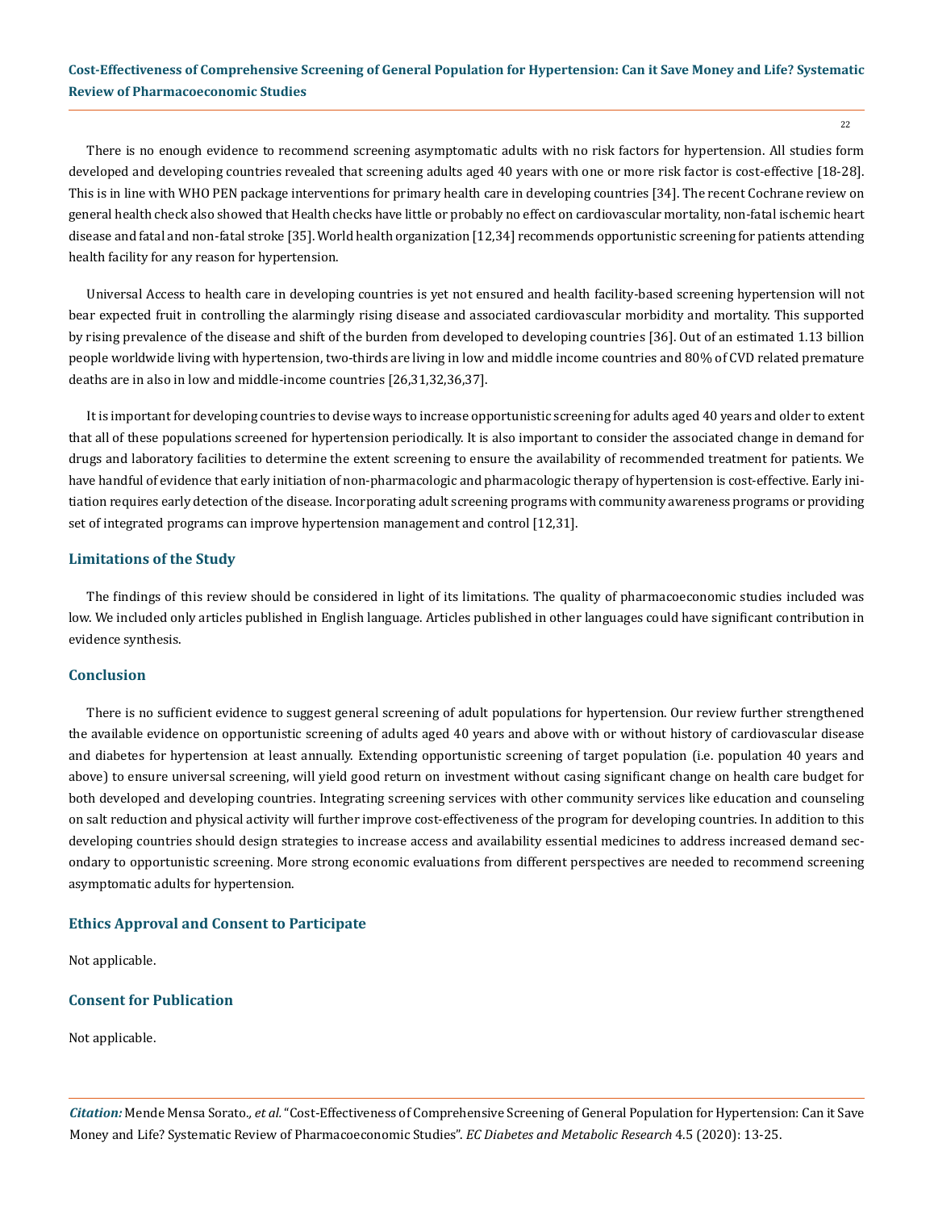There is no enough evidence to recommend screening asymptomatic adults with no risk factors for hypertension. All studies form developed and developing countries revealed that screening adults aged 40 years with one or more risk factor is cost-effective [18-28]. This is in line with WHO PEN package interventions for primary health care in developing countries [34]. The recent Cochrane review on general health check also showed that Health checks have little or probably no effect on cardiovascular mortality, non-fatal ischemic heart disease and fatal and non-fatal stroke [35]. World health organization [12,34] recommends opportunistic screening for patients attending health facility for any reason for hypertension.

Universal Access to health care in developing countries is yet not ensured and health facility-based screening hypertension will not bear expected fruit in controlling the alarmingly rising disease and associated cardiovascular morbidity and mortality. This supported by rising prevalence of the disease and shift of the burden from developed to developing countries [36]. Out of an estimated 1.13 billion people worldwide living with hypertension, two-thirds are living in low and middle income countries and 80% of CVD related premature deaths are in also in low and middle-income countries [26,31,32,36,37].

It is important for developing countries to devise ways to increase opportunistic screening for adults aged 40 years and older to extent that all of these populations screened for hypertension periodically. It is also important to consider the associated change in demand for drugs and laboratory facilities to determine the extent screening to ensure the availability of recommended treatment for patients. We have handful of evidence that early initiation of non-pharmacologic and pharmacologic therapy of hypertension is cost-effective. Early initiation requires early detection of the disease. Incorporating adult screening programs with community awareness programs or providing set of integrated programs can improve hypertension management and control [12,31].

## Limitations of the Study

The findings of this review should be considered in light of its limitations. The quality of pharmacoeconomic studies included was low. We included only articles published in English language. Articles published in other languages could have significant contribution in evidence synthesis.

## Conclusion

There is no sufficient evidence to suggest general screening of adult populations for hypertension. Our review further strengthened the available evidence on opportunistic screening of adults aged 40 years and above with or without history of cardiovascular disease and diabetes for hypertension at least annually. Extending opportunistic screening of target population (i.e. population 40 years and above) to ensure universal screening, will yield good return on investment without casing significant change on health care budget for both developed and developing countries. Integrating screening services with other community services like education and counseling on salt reduction and physical activity will further improve cost-effectiveness of the program for developing countries. In addition to this developing countries should design strategies to increase access and availability essential medicines to address increased demand secondary to opportunistic screening. More strong economic evaluations from different perspectives are needed to recommend screening asymptomatic adults for hypertension.

## Ethics Approval and Consent to Participate

Not applicable.

## Consent for Publication

Not applicable.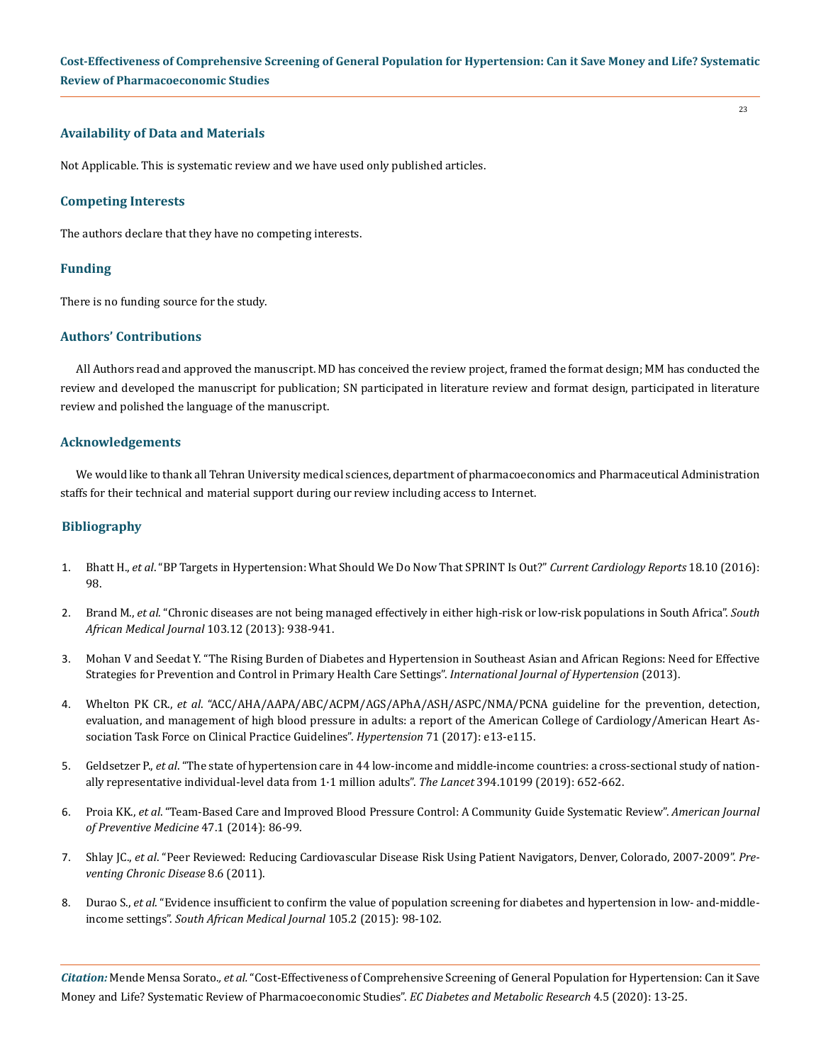## Availability of Data and Materials

Not Applicable. This is systematic review and we have used only published articles.

## Competing Interests

The authors declare that they have no competing interests.

## Funding

There is no funding source for the study.

## Authors' Contributions

All Authors read and approved the manuscript. MD has conceived the review project, framed the format design; MM has conducted the review and developed the manuscript for publication; SN participated in literature review and format design, participated in literature review and polished the language of the manuscript.

## Acknowledgements

We would like to thank all Tehran University medical sciences, department of pharmacoeconomics and Pharmaceutical Administration staffs for their technical and material support during our review including access to Internet.

## Bibliography

1. Bhatt H., *et al*. "BP Targets in Hypertension: What Should We Do Now That SPRINT Is Out?" *Current Cardiology Reports* 18.10 (2016): 98.
2. Brand M., *et al*. "Chronic diseases are not being managed effectively in either high-risk or low-risk populations in South Africa". *South African Medical Journal* 103.12 (2013): 938-941.
3. Mohan V and Seedat Y. "The Rising Burden of Diabetes and Hypertension in Southeast Asian and African Regions: Need for Effective Strategies for Prevention and Control in Primary Health Care Settings". *International Journal of Hypertension* (2013).
4. Whelton PK CR., *et al*. "ACC/AHA/AAPA/ABC/ACPM/AGS/APhA/ASH/ASPC/NMA/PCNA guideline for the prevention, detection, evaluation, and management of high blood pressure in adults: a report of the American College of Cardiology/American Heart Association Task Force on Clinical Practice Guidelines". *Hypertension* 71 (2017): e13-e115.
5. Geldsetzer P., *et al*. "The state of hypertension care in 44 low-income and middle-income countries: a cross-sectional study of nationally representative individual-level data from 1·1 million adults". *The Lancet* 394.10199 (2019): 652-662.
6. Proia KK., *et al*. "Team-Based Care and Improved Blood Pressure Control: A Community Guide Systematic Review". *American Journal of Preventive Medicine* 47.1 (2014): 86-99.
7. Shlay JC., *et al*. "Peer Reviewed: Reducing Cardiovascular Disease Risk Using Patient Navigators, Denver, Colorado, 2007-2009". *Preventing Chronic Disease* 8.6 (2011).
8. Durao S., *et al*. "Evidence insufficient to confirm the value of population screening for diabetes and hypertension in low- and-middle-income settings". *South African Medical Journal* 105.2 (2015): 98-102.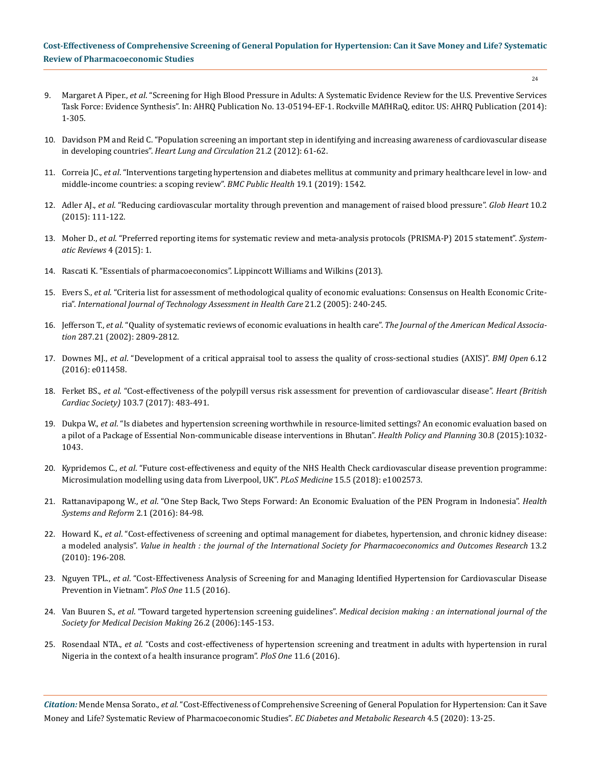9. Margaret A Piper., *et al*. "Screening for High Blood Pressure in Adults: A Systematic Evidence Review for the U.S. Preventive Services Task Force: Evidence Synthesis". In: AHRQ Publication No. 13-05194-EF-1. Rockville MAfHRaQ, editor. US: AHRQ Publication (2014): 1-305.

10. Davidson PM and Reid C. "Population screening an important step in identifying and increasing awareness of cardiovascular disease in developing countries". *Heart Lung and Circulation* 21.2 (2012): 61-62.

11. Correia JC., *et al*. "Interventions targeting hypertension and diabetes mellitus at community and primary healthcare level in low- and middle-income countries: a scoping review". *BMC Public Health* 19.1 (2019): 1542.

12. Adler AJ., *et al*. "Reducing cardiovascular mortality through prevention and management of raised blood pressure". *Glob Heart* 10.2 (2015): 111-122.

13. Moher D., *et al*. "Preferred reporting items for systematic review and meta-analysis protocols (PRISMA-P) 2015 statement". *Systematic Reviews* 4 (2015): 1.

14. Rascati K. "Essentials of pharmacoeconomics". Lippincott Williams and Wilkins (2013).

15. Evers S., *et al*. "Criteria list for assessment of methodological quality of economic evaluations: Consensus on Health Economic Criteria". *International Journal of Technology Assessment in Health Care* 21.2 (2005): 240-245.

16. Jefferson T., *et al*. "Quality of systematic reviews of economic evaluations in health care". *The Journal of the American Medical Association* 287.21 (2002): 2809-2812.

17. Downes MJ., *et al*. "Development of a critical appraisal tool to assess the quality of cross-sectional studies (AXIS)". *BMJ Open* 6.12 (2016): e011458.

18. Ferket BS., *et al*. "Cost-effectiveness of the polypill versus risk assessment for prevention of cardiovascular disease". *Heart (British Cardiac Society)* 103.7 (2017): 483-491.

19. Dukpa W., *et al*. "Is diabetes and hypertension screening worthwhile in resource-limited settings? An economic evaluation based on a pilot of a Package of Essential Non-communicable disease interventions in Bhutan". *Health Policy and Planning* 30.8 (2015):1032-1043.

20. Kypridemos C., *et al*. "Future cost-effectiveness and equity of the NHS Health Check cardiovascular disease prevention programme: Microsimulation modelling using data from Liverpool, UK". *PLoS Medicine* 15.5 (2018): e1002573.

21. Rattanavipapong W., *et al*. "One Step Back, Two Steps Forward: An Economic Evaluation of the PEN Program in Indonesia". *Health Systems and Reform* 2.1 (2016): 84-98.

22. Howard K., *et al*. "Cost-effectiveness of screening and optimal management for diabetes, hypertension, and chronic kidney disease: a modeled analysis". *Value in health : the journal of the International Society for Pharmacoeconomics and Outcomes Research* 13.2 (2010): 196-208.

23. Nguyen TPL., *et al*. "Cost-Effectiveness Analysis of Screening for and Managing Identified Hypertension for Cardiovascular Disease Prevention in Vietnam". *PloS One* 11.5 (2016).

24. Van Buuren S., *et al*. "Toward targeted hypertension screening guidelines". *Medical decision making : an international journal of the Society for Medical Decision Making* 26.2 (2006):145-153.

25. Rosendaal NTA., *et al*. "Costs and cost-effectiveness of hypertension screening and treatment in adults with hypertension in rural Nigeria in the context of a health insurance program". *PloS One* 11.6 (2016).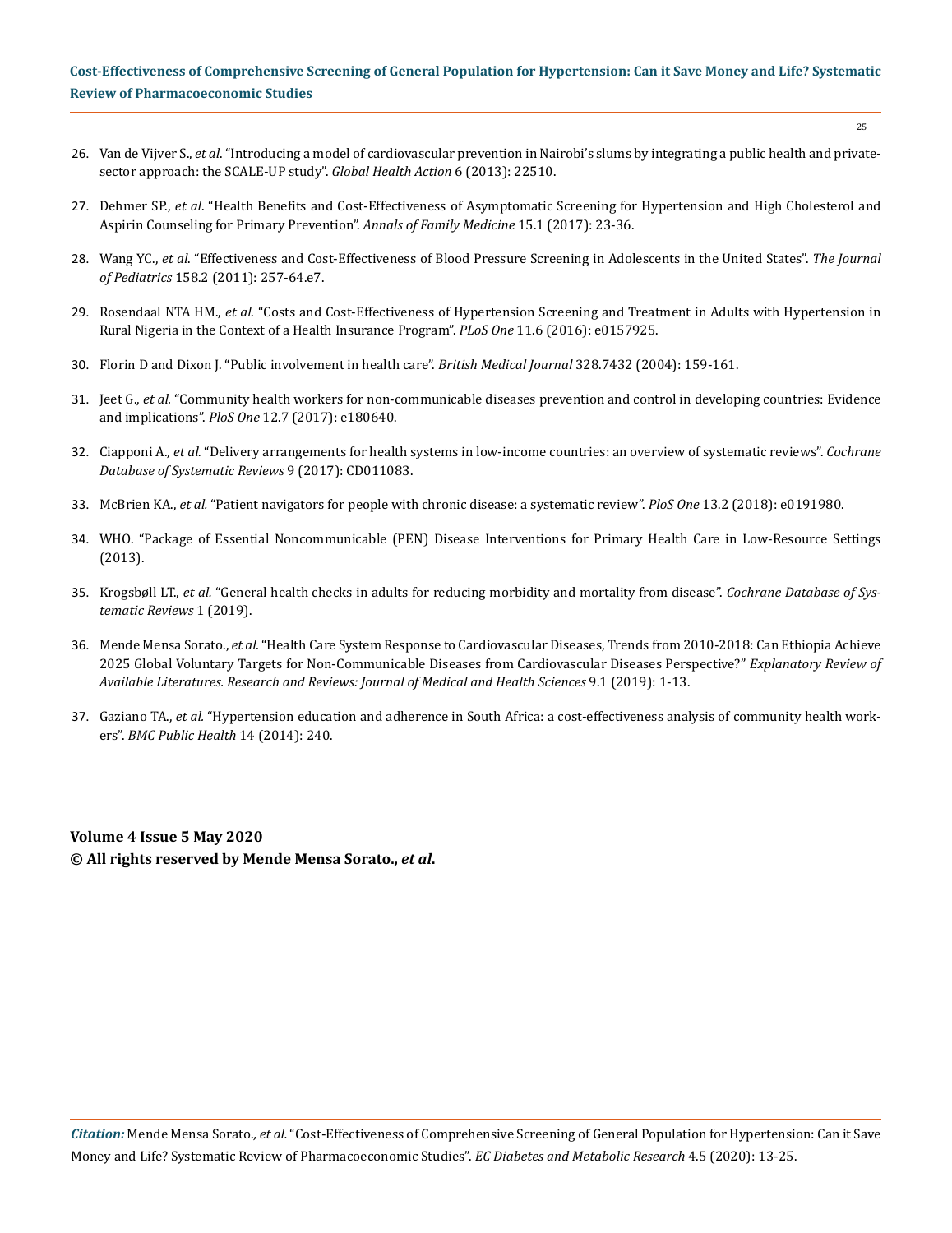26. Van de Vijver S., *et al*. "Introducing a model of cardiovascular prevention in Nairobi's slums by integrating a public health and private-sector approach: the SCALE-UP study". *Global Health Action* 6 (2013): 22510.

27. Dehmer SP., *et al*. "Health Benefits and Cost-Effectiveness of Asymptomatic Screening for Hypertension and High Cholesterol and Aspirin Counseling for Primary Prevention". *Annals of Family Medicine* 15.1 (2017): 23-36.

28. Wang YC., *et al*. "Effectiveness and Cost-Effectiveness of Blood Pressure Screening in Adolescents in the United States". *The Journal of Pediatrics* 158.2 (2011): 257-64.e7.

29. Rosendaal NTA HM., *et al*. "Costs and Cost-Effectiveness of Hypertension Screening and Treatment in Adults with Hypertension in Rural Nigeria in the Context of a Health Insurance Program". *PLoS One* 11.6 (2016): e0157925.

30. Florin D and Dixon J. "Public involvement in health care". *British Medical Journal* 328.7432 (2004): 159-161.

31. Jeet G., *et al*. "Community health workers for non-communicable diseases prevention and control in developing countries: Evidence and implications". *PloS One* 12.7 (2017): e180640.

32. Ciapponi A., *et al*. "Delivery arrangements for health systems in low-income countries: an overview of systematic reviews". *Cochrane Database of Systematic Reviews* 9 (2017): CD011083.

33. McBrien KA., *et al*. "Patient navigators for people with chronic disease: a systematic review". *PloS One* 13.2 (2018): e0191980.

34. WHO. "Package of Essential Noncommunicable (PEN) Disease Interventions for Primary Health Care in Low-Resource Settings (2013).

35. Krogsbøll LT., *et al*. "General health checks in adults for reducing morbidity and mortality from disease". *Cochrane Database of Systematic Reviews* 1 (2019).

36. Mende Mensa Sorato., *et al*. "Health Care System Response to Cardiovascular Diseases, Trends from 2010-2018: Can Ethiopia Achieve 2025 Global Voluntary Targets for Non-Communicable Diseases from Cardiovascular Diseases Perspective?" *Explanatory Review of Available Literatures. Research and Reviews: Journal of Medical and Health Sciences* 9.1 (2019): 1-13.

37. Gaziano TA., *et al*. "Hypertension education and adherence in South Africa: a cost-effectiveness analysis of community health workers". *BMC Public Health* 14 (2014): 240.

**Volume 4 Issue 5 May 2020**
**© All rights reserved by Mende Mensa Sorato., *et al*.**